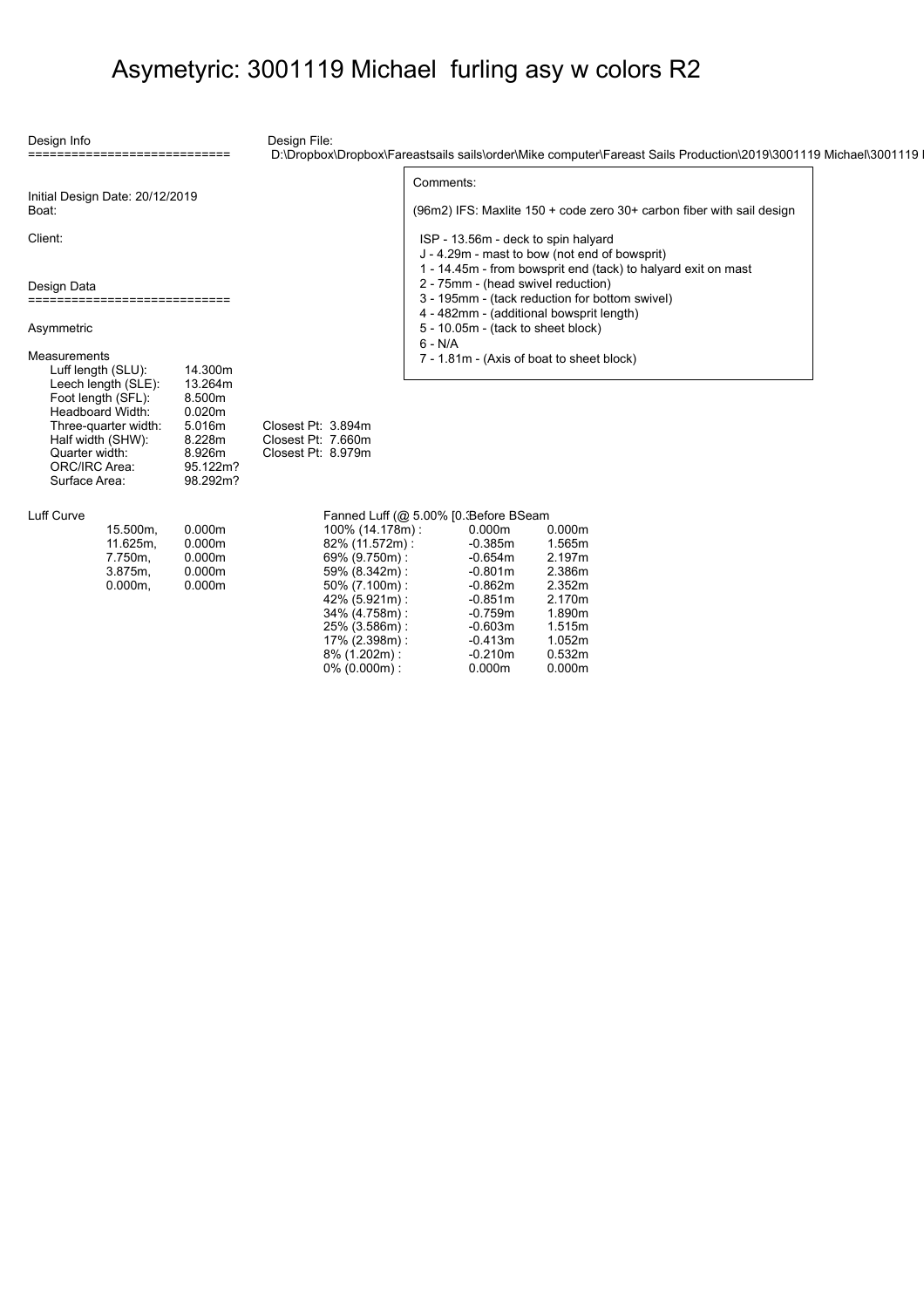# Asymetyric: 3001119 Michael furling asy w colors R2

Design Info
============================

Design File:
D:\Dropbox\Dropbox\Fareastsails sails\order\Mike computer\Fareast Sails Production\2019\3001119 Michael\3001119 I

Initial Design Date: 20/12/2019
Boat:

Client:

Comments:

(96m2) IFS: Maxlite 150 + code zero 30+ carbon fiber with sail design

ISP - 13.56m - deck to spin halyard
J - 4.29m - mast to bow (not end of bowsprit)
1 - 14.45m - from bowsprit end (tack) to halyard exit on mast
2 - 75mm - (head swivel reduction)
3 - 195mm - (tack reduction for bottom swivel)
4 - 482mm - (additional bowsprit length)
5 - 10.05m - (tack to sheet block)
6 - N/A
7 - 1.81m - (Axis of boat to sheet block)

Design Data
============================

Asymmetric

Measurements

| | | |
|---|---|---|
| Luff length (SLU): | 14.300m | |
| Leech length (SLE): | 13.264m | |
| Foot length (SFL): | 8.500m | |
| Headboard Width: | 0.020m | |
| Three-quarter width: | 5.016m | Closest Pt: 3.894m |
| Half width (SHW): | 8.228m | Closest Pt: 7.660m |
| Quarter width: | 8.926m | Closest Pt: 8.979m |
| ORC/IRC Area: | 95.122m? | |
| Surface Area: | 98.292m? | |

Luff Curve

| | |
|---|---|
| 15.500m, | 0.000m |
| 11.625m, | 0.000m |
| 7.750m, | 0.000m |
| 3.875m, | 0.000m |
| 0.000m, | 0.000m |

| Fanned Luff (@ 5.00% [0.3 | Before BSeam | |
|---|---|---|
| 100% (14.178m) : | 0.000m | 0.000m |
| 82% (11.572m) : | -0.385m | 1.565m |
| 69% (9.750m) : | -0.654m | 2.197m |
| 59% (8.342m) : | -0.801m | 2.386m |
| 50% (7.100m) : | -0.862m | 2.352m |
| 42% (5.921m) : | -0.851m | 2.170m |
| 34% (4.758m) : | -0.759m | 1.890m |
| 25% (3.586m) : | -0.603m | 1.515m |
| 17% (2.398m) : | -0.413m | 1.052m |
| 8% (1.202m) : | -0.210m | 0.532m |
| 0% (0.000m) : | 0.000m | 0.000m |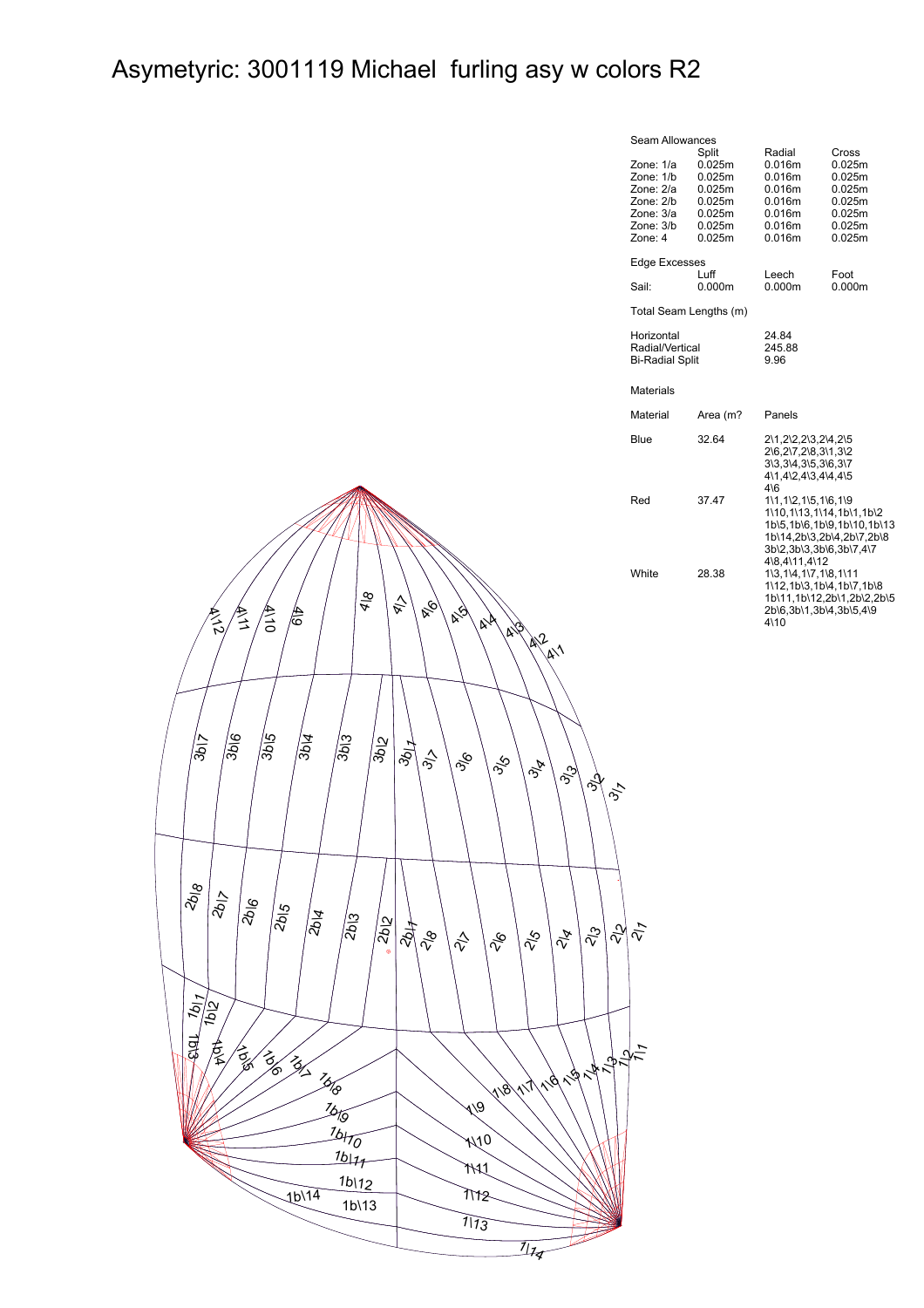# Asymetyric: 3001119 Michael furling asy w colors R2

**Seam Allowances**

| | Split | Radial | Cross |
|---|---|---|---|
| Zone: 1/a | 0.025m | 0.016m | 0.025m |
| Zone: 1/b | 0.025m | 0.016m | 0.025m |
| Zone: 2/a | 0.025m | 0.016m | 0.025m |
| Zone: 2/b | 0.025m | 0.016m | 0.025m |
| Zone: 3/a | 0.025m | 0.016m | 0.025m |
| Zone: 3/b | 0.025m | 0.016m | 0.025m |
| Zone: 4 | 0.025m | 0.016m | 0.025m |

**Edge Excesses**

| | Luff | Leech | Foot |
|---|---|---|---|
| Sail: | 0.000m | 0.000m | 0.000m |

**Total Seam Lengths (m)**

| | |
|---|---|
| Horizontal | 24.84 |
| Radial/Vertical | 245.88 |
| Bi-Radial Split | 9.96 |

**Materials**

| Material | Area (m? | Panels |
|---|---|---|
| Blue | 32.64 | 2\1,2\2,2\3,2\4,2\5 2\6,2\7,2\8,3\1,3\2 3\3,3\4,3\5,3\6,3\7 4\1,4\2,4\3,4\4,4\5 4\6 |
| Red | 37.47 | 1\1,1\2,1\5,1\6,1\9 1\10,1\13,1\14,1b\1,1b\2 1b\5,1b\6,1b\9,1b\10,1b\13 1b\14,2b\3,2b\4,2b\7,2b\8 3b\2,3b\3,3b\6,3b\7,4\7 4\8,4\11,4\12 |
| White | 28.38 | 1\3,1\4,1\7,1\8,1\11 1\12,1b\3,1b\4,1b\7,1b\8 1b\11,1b\12,2b\1,2b\2,2b\5 2b\6,3b\1,3b\4,3b\5,4\9 4\10 |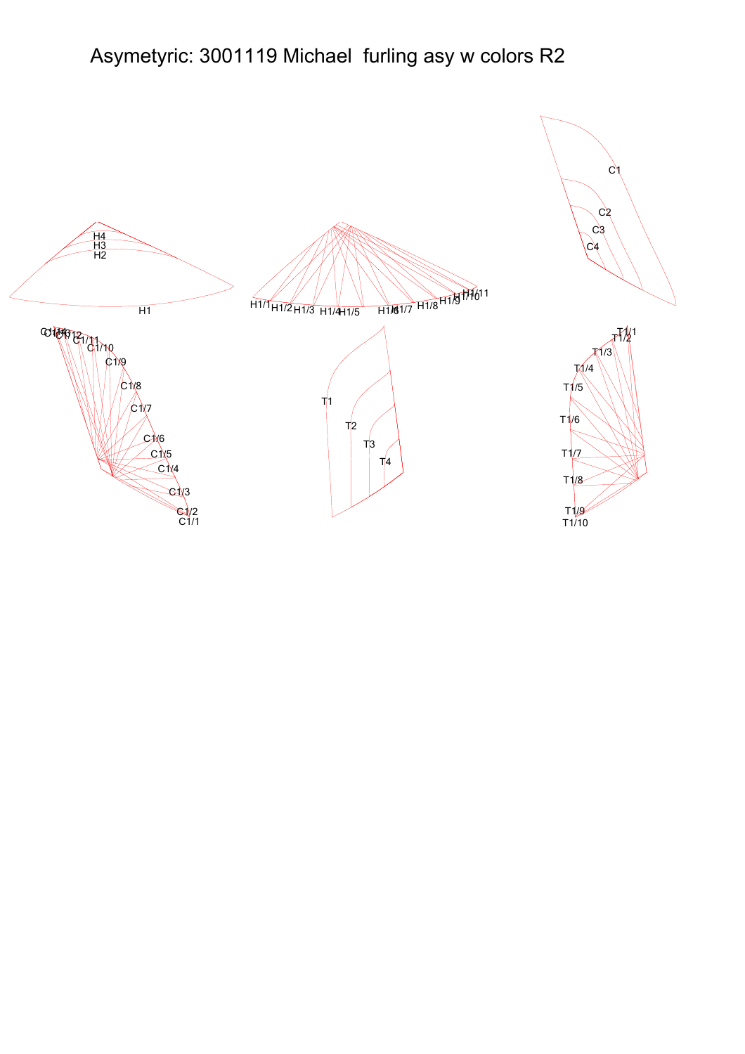# Asymetyric: 3001119 Michael furling asy w colors R2

H4
H3
H2
H1

H1/1 H1/2 H1/3 H1/4 H1/5 H1/6 H1/7 H1/8 H1/9 H1/10 H1/11

C1
C2
C3
C4

C1/14 C1/13 C1/12 C1/11 C1/10 C1/9 C1/8 C1/7 C1/6 C1/5 C1/4 C1/3 C1/2 C1/1

T1
T2
T3
T4

T1/1 T1/2 T1/3 T1/4 T1/5 T1/6 T1/7 T1/8 T1/9 T1/10